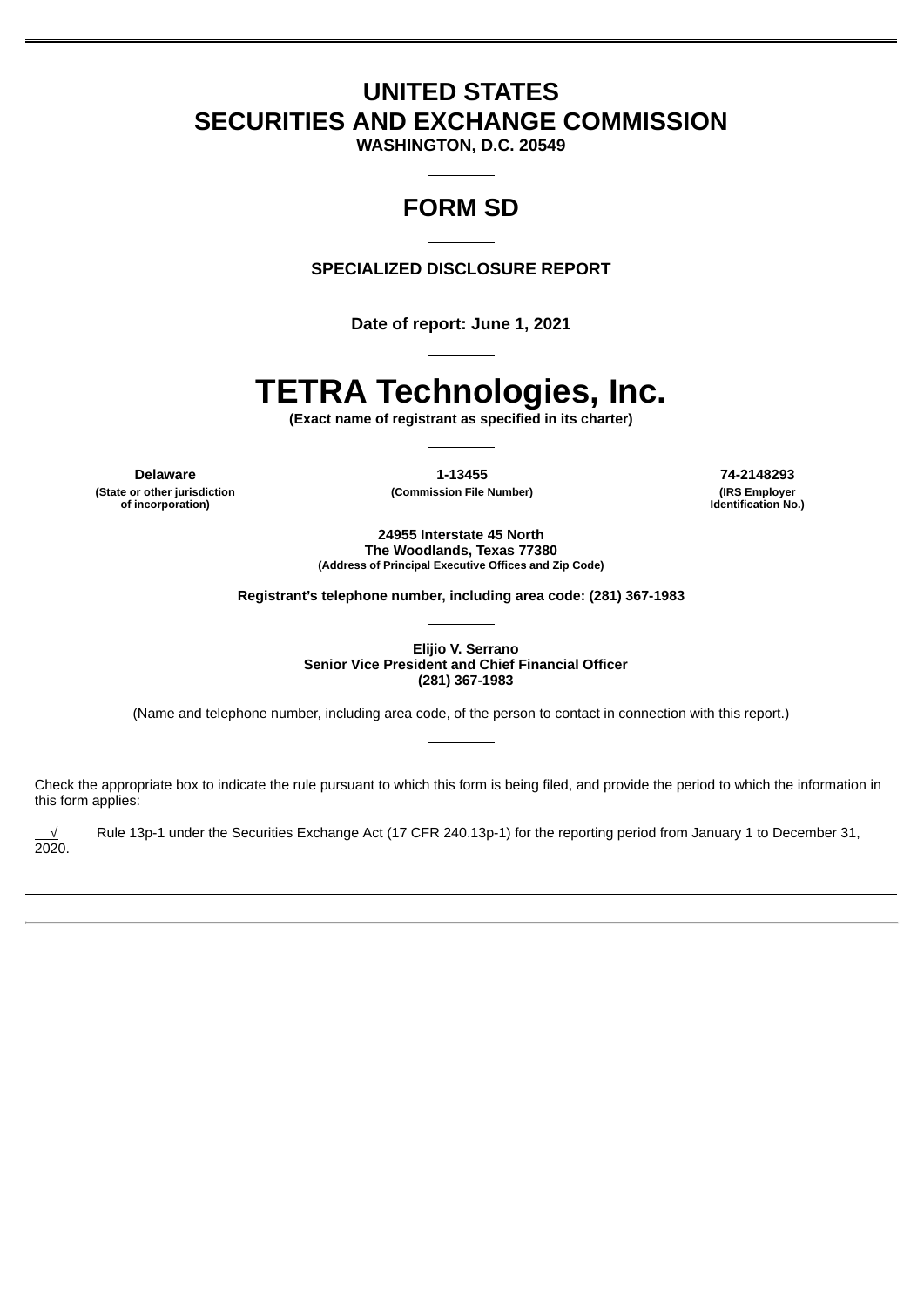# UNITED STATES
# SECURITIES AND EXCHANGE COMMISSION

**WASHINGTON, D.C. 20549**

---

# FORM SD

---

**SPECIALIZED DISCLOSURE REPORT**

**Date of report: June 1, 2021**

---

# TETRA Technologies, Inc.

**(Exact name of registrant as specified in its charter)**

---

| **Delaware** | **1-13455** | **74-2148293** |
|---|---|---|
| **(State or other jurisdiction of incorporation)** | **(Commission File Number)** | **(IRS Employer Identification No.)** |

**24955 Interstate 45 North**
**The Woodlands, Texas 77380**
**(Address of Principal Executive Offices and Zip Code)**

**Registrant's telephone number, including area code: (281) 367-1983**

---

**Elijio V. Serrano**
**Senior Vice President and Chief Financial Officer**
**(281) 367-1983**

(Name and telephone number, including area code, of the person to contact in connection with this report.)

---

Check the appropriate box to indicate the rule pursuant to which this form is being filed, and provide the period to which the information in this form applies:

√ Rule 13p-1 under the Securities Exchange Act (17 CFR 240.13p-1) for the reporting period from January 1 to December 31, 2020.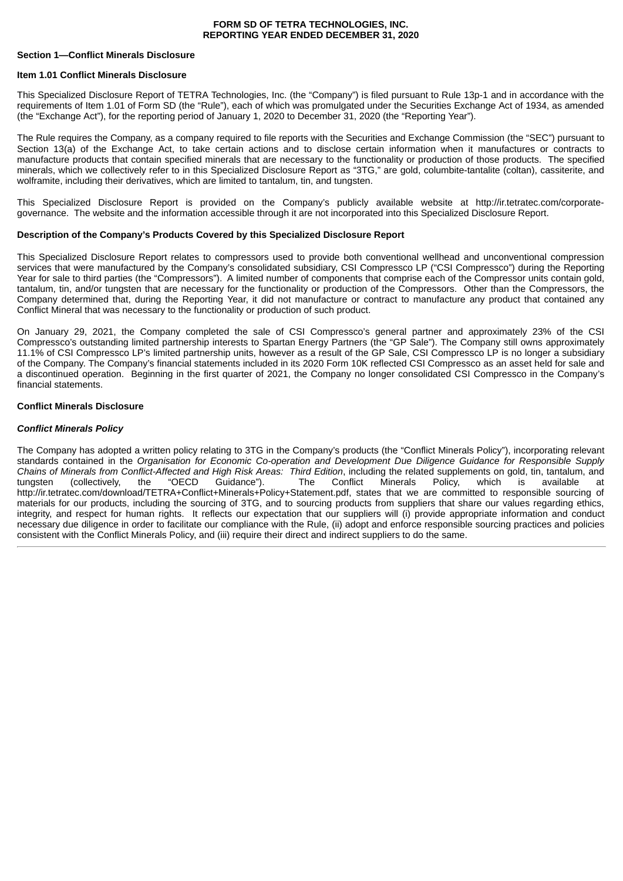**FORM SD OF TETRA TECHNOLOGIES, INC.**
**REPORTING YEAR ENDED DECEMBER 31, 2020**

## Section 1—Conflict Minerals Disclosure

### Item 1.01 Conflict Minerals Disclosure

This Specialized Disclosure Report of TETRA Technologies, Inc. (the "Company") is filed pursuant to Rule 13p-1 and in accordance with the requirements of Item 1.01 of Form SD (the "Rule"), each of which was promulgated under the Securities Exchange Act of 1934, as amended (the "Exchange Act"), for the reporting period of January 1, 2020 to December 31, 2020 (the "Reporting Year").

The Rule requires the Company, as a company required to file reports with the Securities and Exchange Commission (the "SEC") pursuant to Section 13(a) of the Exchange Act, to take certain actions and to disclose certain information when it manufactures or contracts to manufacture products that contain specified minerals that are necessary to the functionality or production of those products. The specified minerals, which we collectively refer to in this Specialized Disclosure Report as "3TG," are gold, columbite-tantalite (coltan), cassiterite, and wolframite, including their derivatives, which are limited to tantalum, tin, and tungsten.

This Specialized Disclosure Report is provided on the Company's publicly available website at http://ir.tetratec.com/corporate-governance. The website and the information accessible through it are not incorporated into this Specialized Disclosure Report.

### Description of the Company's Products Covered by this Specialized Disclosure Report

This Specialized Disclosure Report relates to compressors used to provide both conventional wellhead and unconventional compression services that were manufactured by the Company's consolidated subsidiary, CSI Compressco LP ("CSI Compressco") during the Reporting Year for sale to third parties (the "Compressors"). A limited number of components that comprise each of the Compressor units contain gold, tantalum, tin, and/or tungsten that are necessary for the functionality or production of the Compressors. Other than the Compressors, the Company determined that, during the Reporting Year, it did not manufacture or contract to manufacture any product that contained any Conflict Mineral that was necessary to the functionality or production of such product.

On January 29, 2021, the Company completed the sale of CSI Compressco's general partner and approximately 23% of the CSI Compressco's outstanding limited partnership interests to Spartan Energy Partners (the "GP Sale"). The Company still owns approximately 11.1% of CSI Compressco LP's limited partnership units, however as a result of the GP Sale, CSI Compressco LP is no longer a subsidiary of the Company. The Company's financial statements included in its 2020 Form 10K reflected CSI Compressco as an asset held for sale and a discontinued operation. Beginning in the first quarter of 2021, the Company no longer consolidated CSI Compressco in the Company's financial statements.

### Conflict Minerals Disclosure

#### *Conflict Minerals Policy*

The Company has adopted a written policy relating to 3TG in the Company's products (the "Conflict Minerals Policy"), incorporating relevant standards contained in the *Organisation for Economic Co-operation and Development Due Diligence Guidance for Responsible Supply Chains of Minerals from Conflict-Affected and High Risk Areas: Third Edition*, including the related supplements on gold, tin, tantalum, and tungsten (collectively, the "OECD Guidance"). The Conflict Minerals Policy, which is available at http://ir.tetratec.com/download/TETRA+Conflict+Minerals+Policy+Statement.pdf, states that we are committed to responsible sourcing of materials for our products, including the sourcing of 3TG, and to sourcing products from suppliers that share our values regarding ethics, integrity, and respect for human rights. It reflects our expectation that our suppliers will (i) provide appropriate information and conduct necessary due diligence in order to facilitate our compliance with the Rule, (ii) adopt and enforce responsible sourcing practices and policies consistent with the Conflict Minerals Policy, and (iii) require their direct and indirect suppliers to do the same.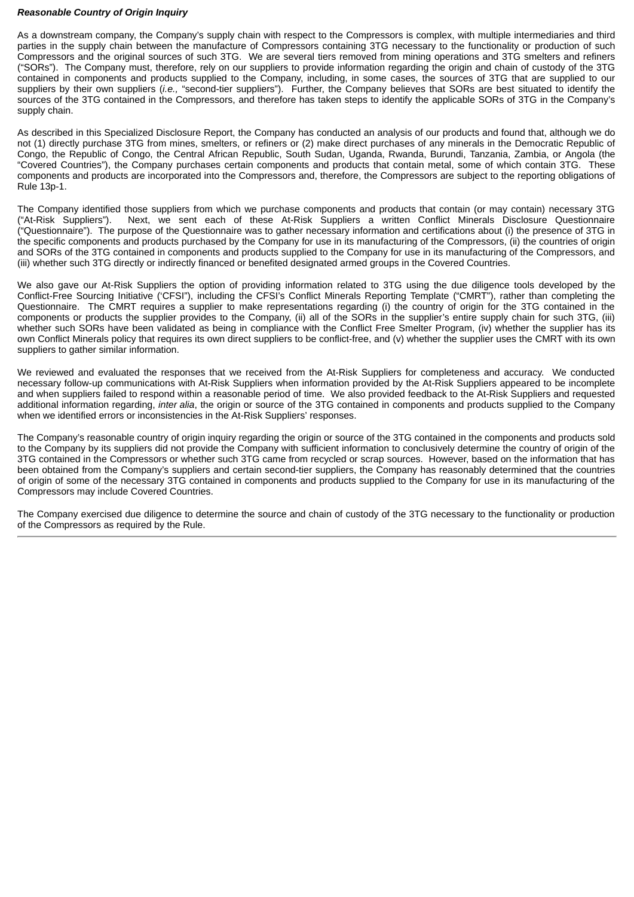***Reasonable Country of Origin Inquiry***

As a downstream company, the Company's supply chain with respect to the Compressors is complex, with multiple intermediaries and third parties in the supply chain between the manufacture of Compressors containing 3TG necessary to the functionality or production of such Compressors and the original sources of such 3TG. We are several tiers removed from mining operations and 3TG smelters and refiners ("SORs"). The Company must, therefore, rely on our suppliers to provide information regarding the origin and chain of custody of the 3TG contained in components and products supplied to the Company, including, in some cases, the sources of 3TG that are supplied to our suppliers by their own suppliers (*i.e.,* "second-tier suppliers"). Further, the Company believes that SORs are best situated to identify the sources of the 3TG contained in the Compressors, and therefore has taken steps to identify the applicable SORs of 3TG in the Company's supply chain.

As described in this Specialized Disclosure Report, the Company has conducted an analysis of our products and found that, although we do not (1) directly purchase 3TG from mines, smelters, or refiners or (2) make direct purchases of any minerals in the Democratic Republic of Congo, the Republic of Congo, the Central African Republic, South Sudan, Uganda, Rwanda, Burundi, Tanzania, Zambia, or Angola (the "Covered Countries"), the Company purchases certain components and products that contain metal, some of which contain 3TG. These components and products are incorporated into the Compressors and, therefore, the Compressors are subject to the reporting obligations of Rule 13p-1.

The Company identified those suppliers from which we purchase components and products that contain (or may contain) necessary 3TG ("At-Risk Suppliers"). Next, we sent each of these At-Risk Suppliers a written Conflict Minerals Disclosure Questionnaire ("Questionnaire"). The purpose of the Questionnaire was to gather necessary information and certifications about (i) the presence of 3TG in the specific components and products purchased by the Company for use in its manufacturing of the Compressors, (ii) the countries of origin and SORs of the 3TG contained in components and products supplied to the Company for use in its manufacturing of the Compressors, and (iii) whether such 3TG directly or indirectly financed or benefited designated armed groups in the Covered Countries.

We also gave our At-Risk Suppliers the option of providing information related to 3TG using the due diligence tools developed by the Conflict-Free Sourcing Initiative ('CFSI"), including the CFSI's Conflict Minerals Reporting Template ("CMRT"), rather than completing the Questionnaire. The CMRT requires a supplier to make representations regarding (i) the country of origin for the 3TG contained in the components or products the supplier provides to the Company, (ii) all of the SORs in the supplier's entire supply chain for such 3TG, (iii) whether such SORs have been validated as being in compliance with the Conflict Free Smelter Program, (iv) whether the supplier has its own Conflict Minerals policy that requires its own direct suppliers to be conflict-free, and (v) whether the supplier uses the CMRT with its own suppliers to gather similar information.

We reviewed and evaluated the responses that we received from the At-Risk Suppliers for completeness and accuracy. We conducted necessary follow-up communications with At-Risk Suppliers when information provided by the At-Risk Suppliers appeared to be incomplete and when suppliers failed to respond within a reasonable period of time. We also provided feedback to the At-Risk Suppliers and requested additional information regarding, *inter alia*, the origin or source of the 3TG contained in components and products supplied to the Company when we identified errors or inconsistencies in the At-Risk Suppliers' responses.

The Company's reasonable country of origin inquiry regarding the origin or source of the 3TG contained in the components and products sold to the Company by its suppliers did not provide the Company with sufficient information to conclusively determine the country of origin of the 3TG contained in the Compressors or whether such 3TG came from recycled or scrap sources. However, based on the information that has been obtained from the Company's suppliers and certain second-tier suppliers, the Company has reasonably determined that the countries of origin of some of the necessary 3TG contained in components and products supplied to the Company for use in its manufacturing of the Compressors may include Covered Countries.

The Company exercised due diligence to determine the source and chain of custody of the 3TG necessary to the functionality or production of the Compressors as required by the Rule.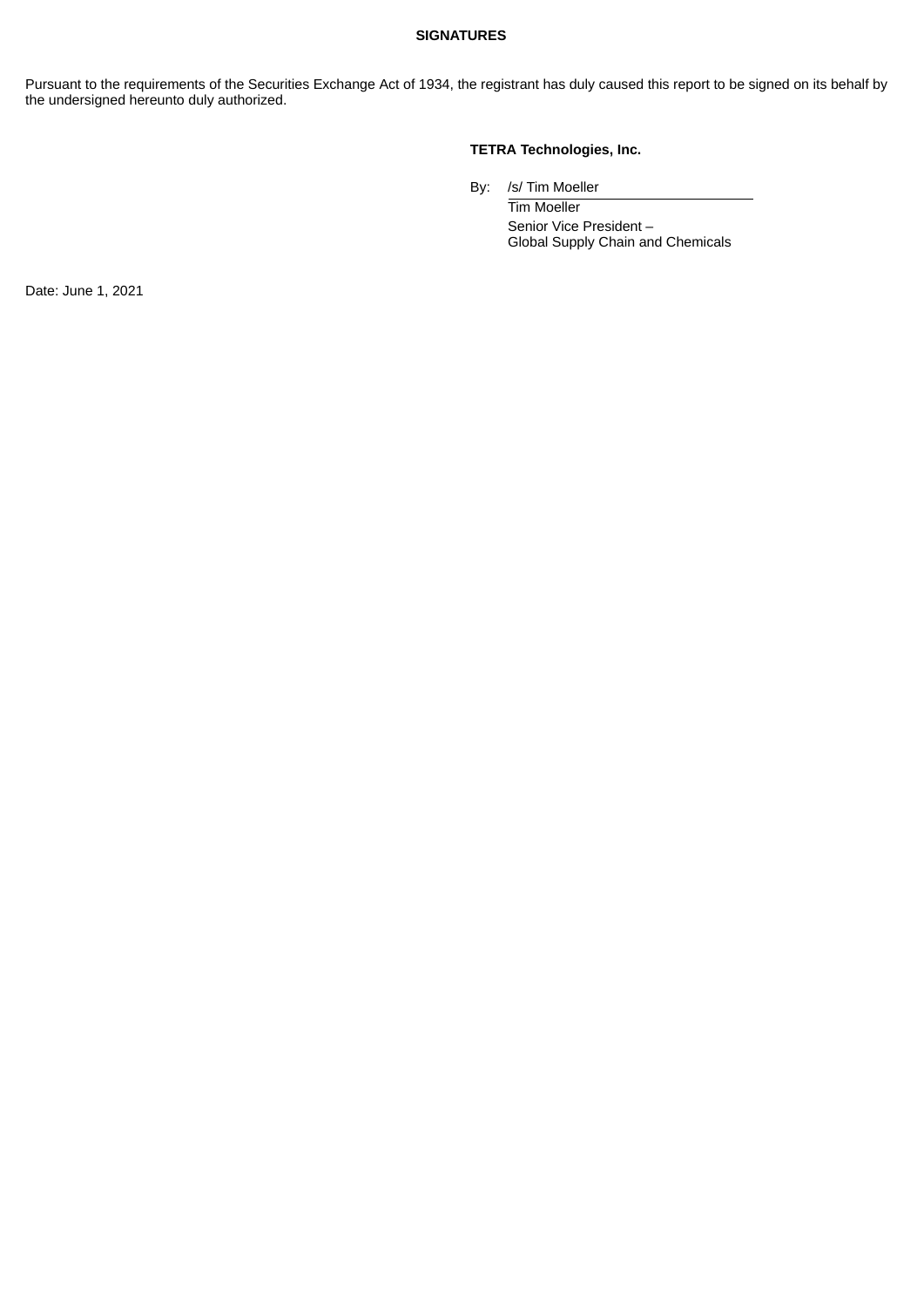**SIGNATURES**

Pursuant to the requirements of the Securities Exchange Act of 1934, the registrant has duly caused this report to be signed on its behalf by the undersigned hereunto duly authorized.

**TETRA Technologies, Inc.**

By: /s/ Tim Moeller
Tim Moeller
Senior Vice President –
Global Supply Chain and Chemicals

Date: June 1, 2021